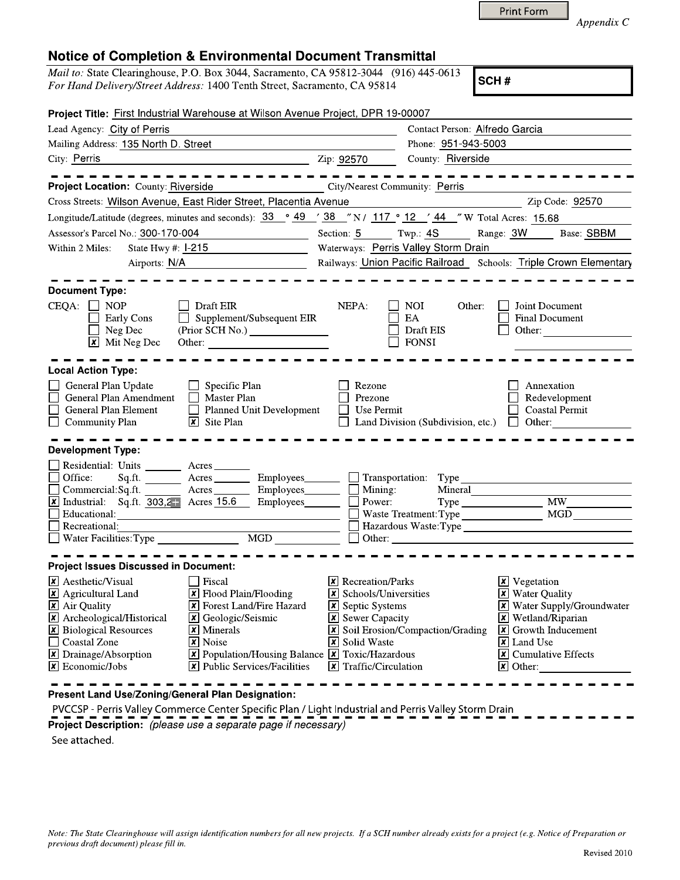Print Form

*Appendix C*

# Notice of Completion & Environmental Document Transmittal

*Mail to:* State Clearinghouse, P.O. Box 3044, Sacramento, CA 95812-3044 (916) 445-0613
*For Hand Delivery/Street Address:* 1400 Tenth Street, Sacramento, CA 95814

**SCH #**

**Project Title:** First Industrial Warehouse at Wilson Avenue Project, DPR 19-00007

Lead Agency: City of Perris — Contact Person: Alfredo Garcia
Mailing Address: 135 North D. Street — Phone: 951-943-5003
City: Perris — Zip: 92570 — County: Riverside

---

**Project Location:** County: Riverside — City/Nearest Community: Perris
Cross Streets: Wilson Avenue, East Rider Street, Placentia Avenue — Zip Code: 92570
Longitude/Latitude (degrees, minutes and seconds): 33 ° 49 ′ 38 ″ N / 117 ° 12 ′ 44 ″ W Total Acres: 15.68
Assessor's Parcel No.: 300-170-004 — Section: 5 — Twp.: 4S — Range: 3W — Base: SBBM
Within 2 Miles: State Hwy #: I-215 — Waterways: Perris Valley Storm Drain
Airports: N/A — Railways: Union Pacific Railroad — Schools: Triple Crown Elementary

---

**Document Type:**

CEQA:
- [ ] NOP
- [ ] Early Cons
- [ ] Neg Dec
- [x] Mit Neg Dec
- [ ] Draft EIR
- [ ] Supplement/Subsequent EIR (Prior SCH No.)
- Other:

NEPA:
- [ ] NOI
- [ ] EA
- [ ] Draft EIS
- [ ] FONSI

Other:
- [ ] Joint Document
- [ ] Final Document
- [ ] Other:

---

**Local Action Type:**

- [ ] General Plan Update
- [ ] General Plan Amendment
- [ ] General Plan Element
- [ ] Community Plan
- [ ] Specific Plan
- [ ] Master Plan
- [ ] Planned Unit Development
- [x] Site Plan
- [ ] Rezone
- [ ] Prezone
- [ ] Use Permit
- [ ] Land Division (Subdivision, etc.)
- [ ] Annexation
- [ ] Redevelopment
- [ ] Coastal Permit
- [ ] Other:

---

**Development Type:**

- [ ] Residential: Units ___ Acres ___
- [ ] Office: Sq.ft. ___ Acres ___ Employees ___
- [ ] Commercial: Sq.ft. ___ Acres ___ Employees ___
- [x] Industrial: Sq.ft. 303,2 Acres 15.6 Employees ___
- [ ] Educational:
- [ ] Recreational:
- [ ] Water Facilities: Type ___ MGD ___
- [ ] Transportation: Type
- [ ] Mining: Mineral
- [ ] Power: Type ___ MW
- [ ] Waste Treatment: Type ___ MGD
- [ ] Hazardous Waste: Type
- [ ] Other:

---

**Project Issues Discussed in Document:**

- [x] Aesthetic/Visual
- [x] Agricultural Land
- [x] Air Quality
- [x] Archeological/Historical
- [x] Biological Resources
- [ ] Coastal Zone
- [x] Drainage/Absorption
- [x] Economic/Jobs
- [ ] Fiscal
- [x] Flood Plain/Flooding
- [x] Forest Land/Fire Hazard
- [x] Geologic/Seismic
- [x] Minerals
- [x] Noise
- [x] Population/Housing Balance
- [x] Public Services/Facilities
- [x] Recreation/Parks
- [x] Schools/Universities
- [x] Septic Systems
- [x] Sewer Capacity
- [x] Soil Erosion/Compaction/Grading
- [x] Solid Waste
- [x] Toxic/Hazardous
- [x] Traffic/Circulation
- [x] Vegetation
- [x] Water Quality
- [x] Water Supply/Groundwater
- [x] Wetland/Riparian
- [x] Growth Inducement
- [x] Land Use
- [x] Cumulative Effects
- [x] Other:

---

**Present Land Use/Zoning/General Plan Designation:**

PVCCSP - Perris Valley Commerce Center Specific Plan / Light Industrial and Perris Valley Storm Drain

**Project Description:** *(please use a separate page if necessary)*

See attached.

*Note: The State Clearinghouse will assign identification numbers for all new projects. If a SCH number already exists for a project (e.g. Notice of Preparation or previous draft document) please fill in.*

Revised 2010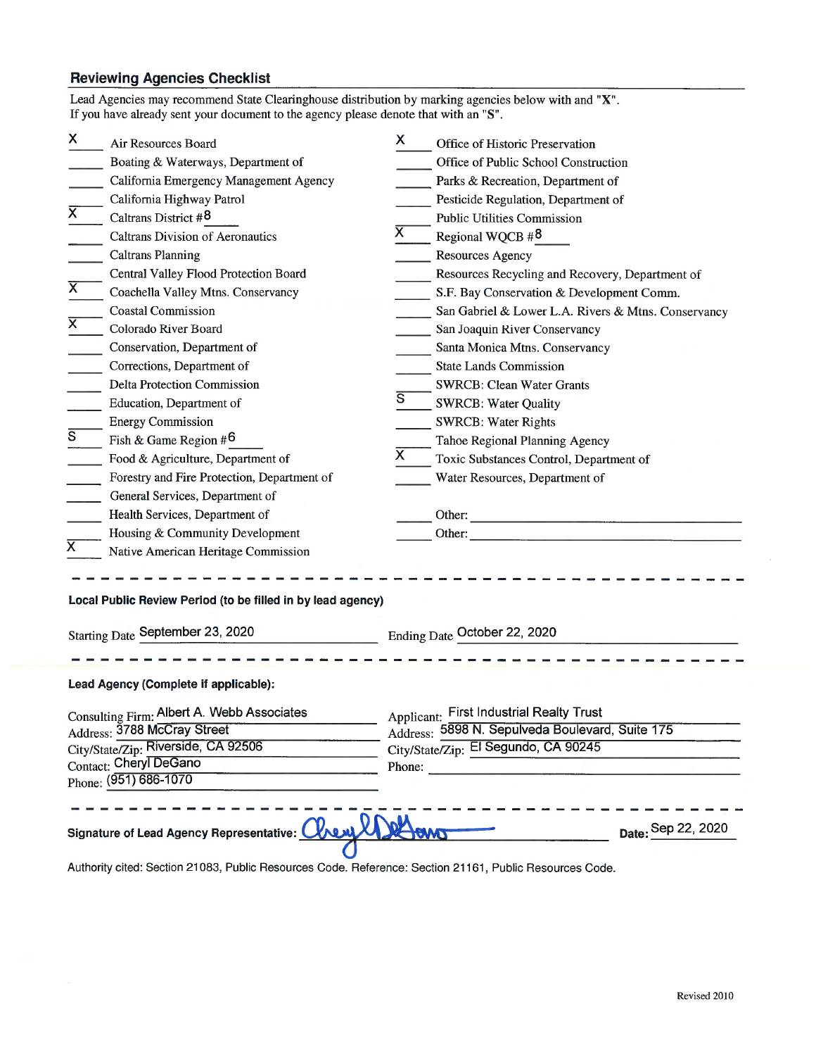## Reviewing Agencies Checklist

Lead Agencies may recommend State Clearinghouse distribution by marking agencies below with and "X".
If you have already sent your document to the agency please denote that with an "S".

| Mark | Agency | Mark | Agency |
|---|---|---|---|
| X | Air Resources Board | X | Office of Historic Preservation |
| | Boating & Waterways, Department of | | Office of Public School Construction |
| | California Emergency Management Agency | | Parks & Recreation, Department of |
| | California Highway Patrol | | Pesticide Regulation, Department of |
| X | Caltrans District #8 | | Public Utilities Commission |
| | Caltrans Division of Aeronautics | X | Regional WQCB #8 |
| | Caltrans Planning | | Resources Agency |
| | Central Valley Flood Protection Board | | Resources Recycling and Recovery, Department of |
| X | Coachella Valley Mtns. Conservancy | | S.F. Bay Conservation & Development Comm. |
| | Coastal Commission | | San Gabriel & Lower L.A. Rivers & Mtns. Conservancy |
| X | Colorado River Board | | San Joaquin River Conservancy |
| | Conservation, Department of | | Santa Monica Mtns. Conservancy |
| | Corrections, Department of | | State Lands Commission |
| | Delta Protection Commission | | SWRCB: Clean Water Grants |
| | Education, Department of | S | SWRCB: Water Quality |
| | Energy Commission | | SWRCB: Water Rights |
| S | Fish & Game Region #6 | | Tahoe Regional Planning Agency |
| | Food & Agriculture, Department of | X | Toxic Substances Control, Department of |
| | Forestry and Fire Protection, Department of | | Water Resources, Department of |
| | General Services, Department of | | |
| | Health Services, Department of | | Other: |
| | Housing & Community Development | | Other: |
| X | Native American Heritage Commission | | |

---

**Local Public Review Period (to be filled in by lead agency)**

Starting Date September 23, 2020 Ending Date October 22, 2020

---

**Lead Agency (Complete if applicable):**

Consulting Firm: Albert A. Webb Associates
Address: 3788 McCray Street
City/State/Zip: Riverside, CA 92506
Contact: Cheryl DeGano
Phone: (951) 686-1070

Applicant: First Industrial Realty Trust
Address: 5898 N. Sepulveda Boulevard, Suite 175
City/State/Zip: El Segundo, CA 90245
Phone:

---

**Signature of Lead Agency Representative:** Cheryl DeGano **Date:** Sep 22, 2020

Authority cited: Section 21083, Public Resources Code. Reference: Section 21161, Public Resources Code.

Revised 2010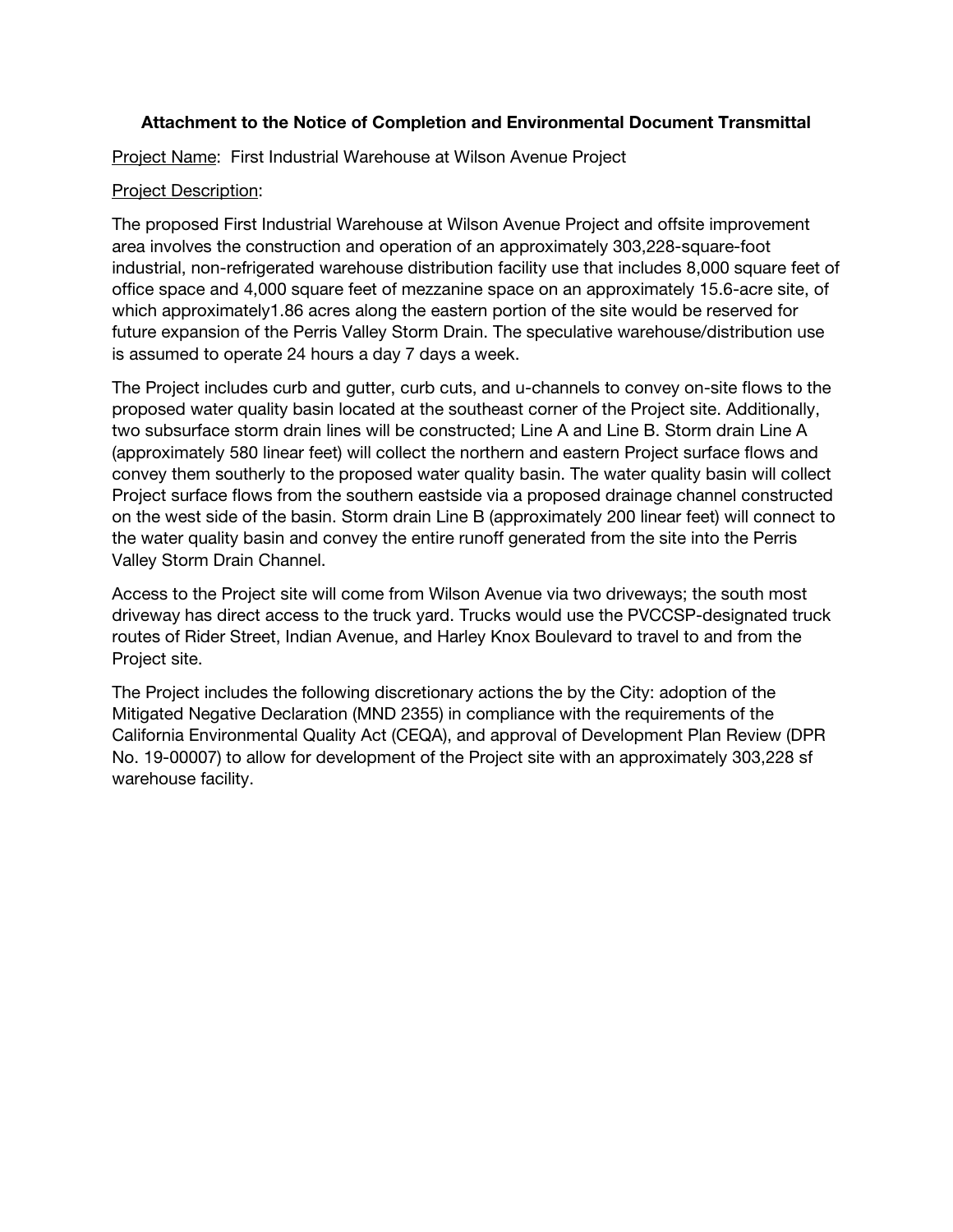**Attachment to the Notice of Completion and Environmental Document Transmittal**

Project Name: First Industrial Warehouse at Wilson Avenue Project

Project Description:

The proposed First Industrial Warehouse at Wilson Avenue Project and offsite improvement area involves the construction and operation of an approximately 303,228-square-foot industrial, non-refrigerated warehouse distribution facility use that includes 8,000 square feet of office space and 4,000 square feet of mezzanine space on an approximately 15.6-acre site, of which approximately1.86 acres along the eastern portion of the site would be reserved for future expansion of the Perris Valley Storm Drain. The speculative warehouse/distribution use is assumed to operate 24 hours a day 7 days a week.

The Project includes curb and gutter, curb cuts, and u-channels to convey on-site flows to the proposed water quality basin located at the southeast corner of the Project site. Additionally, two subsurface storm drain lines will be constructed; Line A and Line B. Storm drain Line A (approximately 580 linear feet) will collect the northern and eastern Project surface flows and convey them southerly to the proposed water quality basin. The water quality basin will collect Project surface flows from the southern eastside via a proposed drainage channel constructed on the west side of the basin. Storm drain Line B (approximately 200 linear feet) will connect to the water quality basin and convey the entire runoff generated from the site into the Perris Valley Storm Drain Channel.

Access to the Project site will come from Wilson Avenue via two driveways; the south most driveway has direct access to the truck yard. Trucks would use the PVCCSP-designated truck routes of Rider Street, Indian Avenue, and Harley Knox Boulevard to travel to and from the Project site.

The Project includes the following discretionary actions the by the City: adoption of the Mitigated Negative Declaration (MND 2355) in compliance with the requirements of the California Environmental Quality Act (CEQA), and approval of Development Plan Review (DPR No. 19-00007) to allow for development of the Project site with an approximately 303,228 sf warehouse facility.